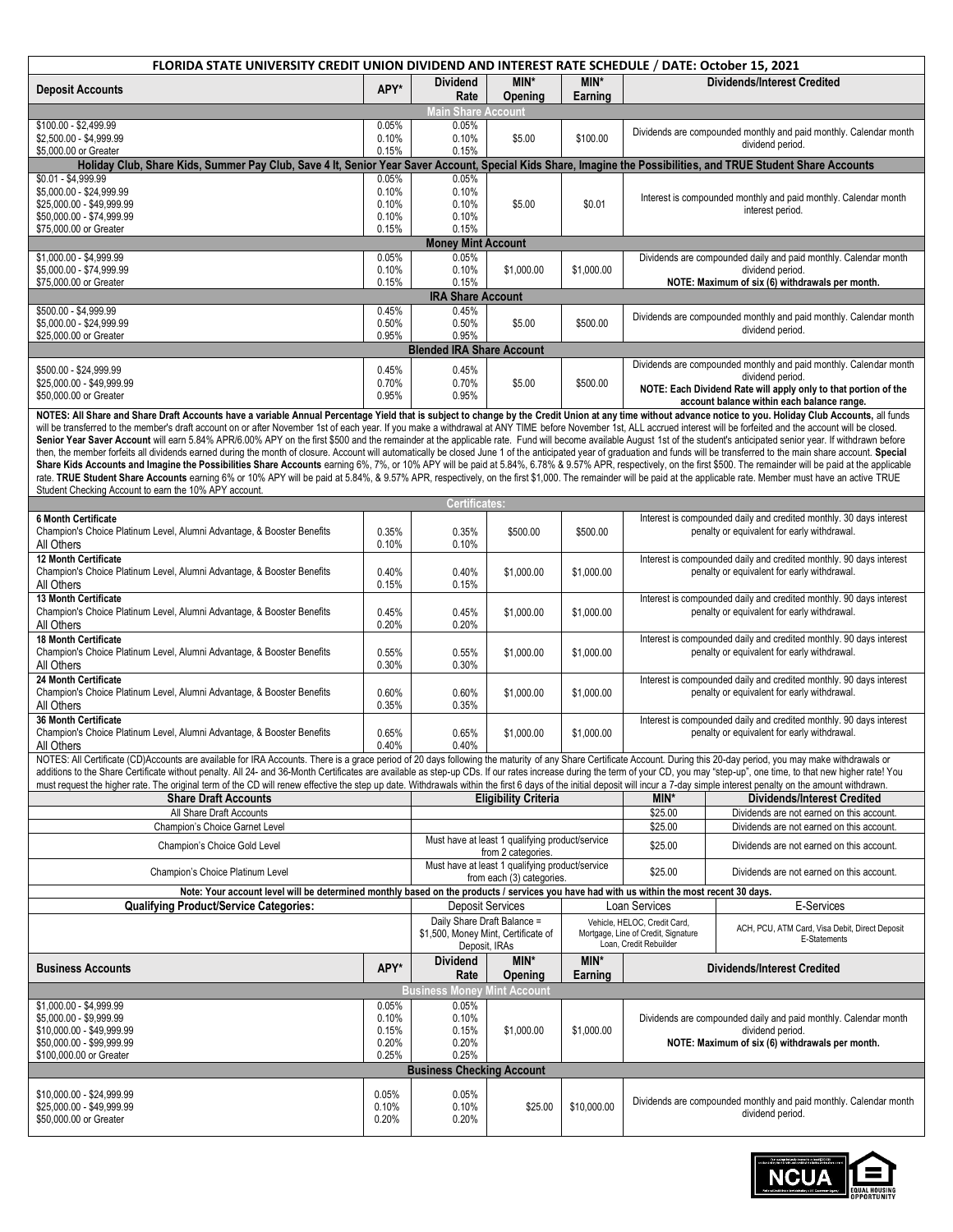# FLORIDA STATE UNIVERSITY CREDIT UNION DIVIDEND AND INTEREST RATE SCHEDULE / DATE: October 15, 2021

| Deposit Accounts | APY* | Dividend Rate | MIN* Opening | MIN* Earning | Dividends/Interest Credited |
|---|---|---|---|---|---|
| **Main Share Account** | | | | | |
| $100.00 - $2,499.99 | 0.05% | 0.05% | $5.00 | $100.00 | Dividends are compounded monthly and paid monthly. Calendar month dividend period. |
| $2,500.00 - $4,999.99 | 0.10% | 0.10% | | | |
| $5,000.00 or Greater | 0.15% | 0.15% | | | |
| **Holiday Club, Share Kids, Summer Pay Club, Save 4 It, Senior Year Saver Account, Special Kids Share, Imagine the Possibilities, and TRUE Student Share Accounts** | | | | | |
| $0.01 - $4,999.99 | 0.05% | 0.05% | $5.00 | $0.01 | Interest is compounded monthly and paid monthly. Calendar month interest period. |
| $5,000.00 - $24,999.99 | 0.10% | 0.10% | | | |
| $25,000.00 - $49,999.99 | 0.10% | 0.10% | | | |
| $50,000.00 - $74,999.99 | 0.10% | 0.10% | | | |
| $75,000.00 or Greater | 0.15% | 0.15% | | | |
| **Money Mint Account** | | | | | |
| $1,000.00 - $4,999.99 | 0.05% | 0.05% | $1,000.00 | $1,000.00 | Dividends are compounded daily and paid monthly. Calendar month dividend period. **NOTE: Maximum of six (6) withdrawals per month.** |
| $5,000.00 - $74,999.99 | 0.10% | 0.10% | | | |
| $75,000.00 or Greater | 0.15% | 0.15% | | | |
| **IRA Share Account** | | | | | |
| $500.00 - $4,999.99 | 0.45% | 0.45% | $5.00 | $500.00 | Dividends are compounded monthly and paid monthly. Calendar month dividend period. |
| $5,000.00 - $24,999.99 | 0.50% | 0.50% | | | |
| $25,000.00 or Greater | 0.95% | 0.95% | | | |
| **Blended IRA Share Account** | | | | | |
| $500.00 - $24,999.99 | 0.45% | 0.45% | $5.00 | $500.00 | Dividends are compounded monthly and paid monthly. Calendar month dividend period. **NOTE: Each Dividend Rate will apply only to that portion of the account balance within each balance range.** |
| $25,000.00 - $49,999.99 | 0.70% | 0.70% | | | |
| $50,000.00 or Greater | 0.95% | 0.95% | | | |

**NOTES: All Share and Share Draft Accounts have a variable Annual Percentage Yield that is subject to change by the Credit Union at any time without advance notice to you. Holiday Club Accounts,** all funds will be transferred to the member's draft account on or after November 1st of each year. If you make a withdrawal at ANY TIME before November 1st, ALL accrued interest will be forfeited and the account will be closed. **Senior Year Saver Account** will earn 5.84% APR/6.00% APY on the first $500 and the remainder at the applicable rate. Fund will become available August 1st of the student's anticipated senior year. If withdrawn before then, the member forfeits all dividends earned during the month of closure. Account will automatically be closed June 1 of the anticipated year of graduation and funds will be transferred to the main share account. **Special Share Kids Accounts and Imagine the Possibilities Share Accounts** earning 6%, 7%, or 10% APY will be paid at 5.84%, 6.78% & 9.57% APR, respectively, on the first $500. The remainder will be paid at the applicable rate. **TRUE Student Share Accounts** earning 6% or 10% APY will be paid at 5.84%, & 9.57% APR, respectively, on the first $1,000. The remainder will be paid at the applicable rate. Member must have an active TRUE Student Checking Account to earn the 10% APY account.

| Certificates: | APY* | Dividend Rate | MIN* Opening | MIN* Earning | Dividends/Interest Credited |
|---|---|---|---|---|---|
| **6 Month Certificate** | | | | | Interest is compounded daily and credited monthly. 30 days interest penalty or equivalent for early withdrawal. |
| Champion's Choice Platinum Level, Alumni Advantage, & Booster Benefits | 0.35% | 0.35% | $500.00 | $500.00 | |
| All Others | 0.10% | 0.10% | | | |
| **12 Month Certificate** | | | | | Interest is compounded daily and credited monthly. 90 days interest penalty or equivalent for early withdrawal. |
| Champion's Choice Platinum Level, Alumni Advantage, & Booster Benefits | 0.40% | 0.40% | $1,000.00 | $1,000.00 | |
| All Others | 0.15% | 0.15% | | | |
| **13 Month Certificate** | | | | | Interest is compounded daily and credited monthly. 90 days interest penalty or equivalent for early withdrawal. |
| Champion's Choice Platinum Level, Alumni Advantage, & Booster Benefits | 0.45% | 0.45% | $1,000.00 | $1,000.00 | |
| All Others | 0.20% | 0.20% | | | |
| **18 Month Certificate** | | | | | Interest is compounded daily and credited monthly. 90 days interest penalty or equivalent for early withdrawal. |
| Champion's Choice Platinum Level, Alumni Advantage, & Booster Benefits | 0.55% | 0.55% | $1,000.00 | $1,000.00 | |
| All Others | 0.30% | 0.30% | | | |
| **24 Month Certificate** | | | | | Interest is compounded daily and credited monthly. 90 days interest penalty or equivalent for early withdrawal. |
| Champion's Choice Platinum Level, Alumni Advantage, & Booster Benefits | 0.60% | 0.60% | $1,000.00 | $1,000.00 | |
| All Others | 0.35% | 0.35% | | | |
| **36 Month Certificate** | | | | | Interest is compounded daily and credited monthly. 90 days interest penalty or equivalent for early withdrawal. |
| Champion's Choice Platinum Level, Alumni Advantage, & Booster Benefits | 0.65% | 0.65% | $1,000.00 | $1,000.00 | |
| All Others | 0.40% | 0.40% | | | |

NOTES: All Certificate (CD)Accounts are available for IRA Accounts. There is a grace period of 20 days following the maturity of any Share Certificate Account. During this 20-day period, you may make withdrawals or additions to the Share Certificate without penalty. All 24- and 36-Month Certificates are available as step-up CDs. If our rates increase during the term of your CD, you may "step-up", one time, to that new higher rate! You must request the higher rate. The original term of the CD will renew effective the step up date. Withdrawals within the first 6 days of the initial deposit will incur a 7-day simple interest penalty on the amount withdrawn.

| Share Draft Accounts | Eligibility Criteria | MIN* | Dividends/Interest Credited |
|---|---|---|---|
| All Share Draft Accounts | | $25.00 | Dividends are not earned on this account. |
| Champion's Choice Garnet Level | | $25.00 | Dividends are not earned on this account. |
| Champion's Choice Gold Level | Must have at least 1 qualifying product/service from 2 categories. | $25.00 | Dividends are not earned on this account. |
| Champion's Choice Platinum Level | Must have at least 1 qualifying product/service from each (3) categories. | $25.00 | Dividends are not earned on this account. |

**Note: Your account level will be determined monthly based on the products / services you have had with us within the most recent 30 days.**

| Qualifying Product/Service Categories: | Deposit Services | Loan Services | E-Services |
|---|---|---|---|
| | Daily Share Draft Balance = $1,500, Money Mint, Certificate of Deposit, IRAs | Vehicle, HELOC, Credit Card, Mortgage, Line of Credit, Signature Loan, Credit Rebuilder | ACH, PCU, ATM Card, Visa Debit, Direct Deposit E-Statements |

| Business Accounts | APY* | Dividend Rate | MIN* Opening | MIN* Earning | Dividends/Interest Credited |
|---|---|---|---|---|---|
| **Business Money Mint Account** | | | | | |
| $1,000.00 - $4,999.99 | 0.05% | 0.05% | $1,000.00 | $1,000.00 | Dividends are compounded daily and paid monthly. Calendar month dividend period. **NOTE: Maximum of six (6) withdrawals per month.** |
| $5,000.00 - $9,999.99 | 0.10% | 0.10% | | | |
| $10,000.00 - $49,999.99 | 0.15% | 0.15% | | | |
| $50,000.00 - $99,999.99 | 0.20% | 0.20% | | | |
| $100,000.00 or Greater | 0.25% | 0.25% | | | |
| **Business Checking Account** | | | | | |
| $10,000.00 - $24,999.99 | 0.05% | 0.05% | $25.00 | $10,000.00 | Dividends are compounded monthly and paid monthly. Calendar month dividend period. |
| $25,000.00 - $49,999.99 | 0.10% | 0.10% | | | |
| $50,000.00 or Greater | 0.20% | 0.20% | | | |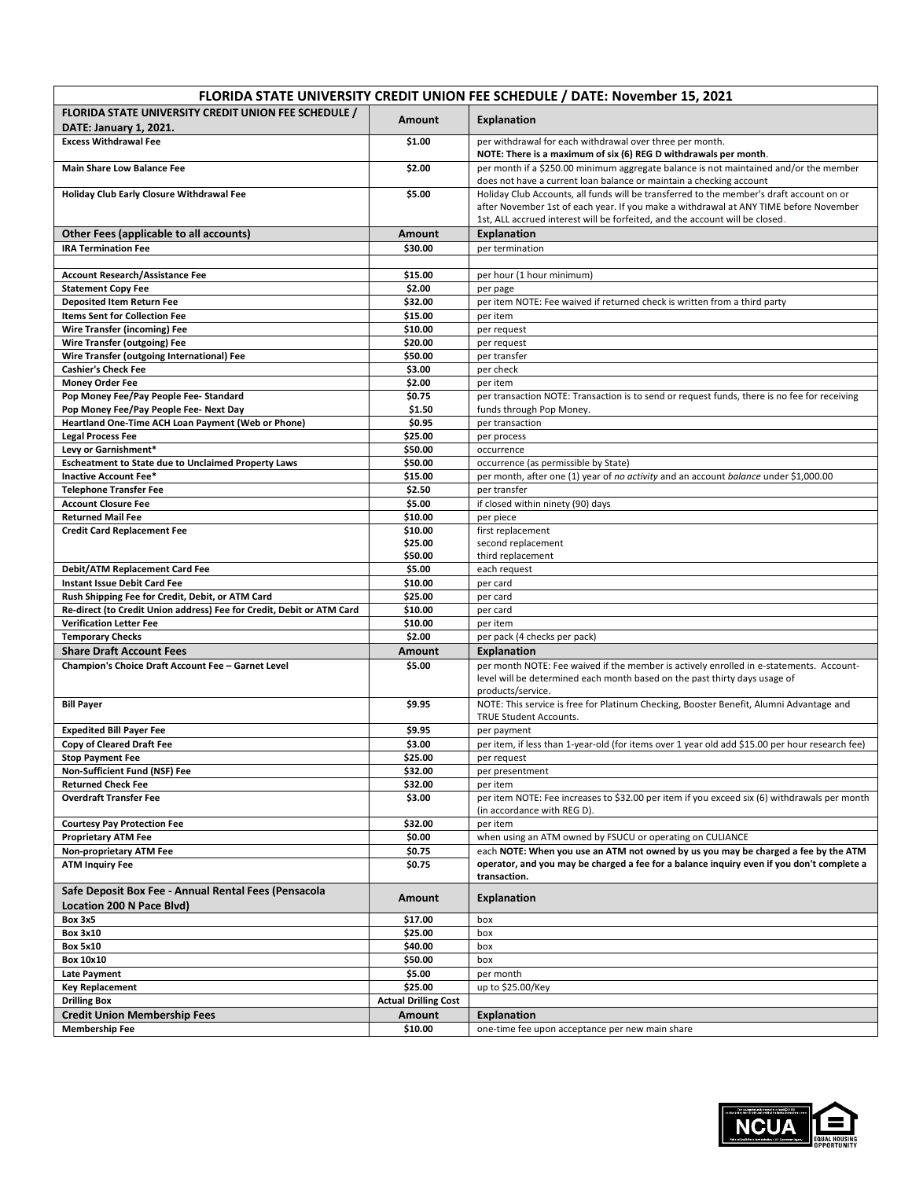| FLORIDA STATE UNIVERSITY CREDIT UNION FEE SCHEDULE / DATE: November 15, 2021 | | |
|---|---|---|
| **FLORIDA STATE UNIVERSITY CREDIT UNION FEE SCHEDULE / DATE: January 1, 2021.** | **Amount** | **Explanation** |
| **Excess Withdrawal Fee** | **$1.00** | per withdrawal for each withdrawal over three per month. **NOTE: There is a maximum of six (6) REG D withdrawals per month**. |
| **Main Share Low Balance Fee** | **$2.00** | per month if a $250.00 minimum aggregate balance is not maintained and/or the member does not have a current loan balance or maintain a checking account |
| **Holiday Club Early Closure Withdrawal Fee** | **$5.00** | Holiday Club Accounts, all funds will be transferred to the member's draft account on or after November 1st of each year. If you make a withdrawal at ANY TIME before November 1st, ALL accrued interest will be forfeited, and the account will be closed. |
| **Other Fees (applicable to all accounts)** | **Amount** | **Explanation** |
| **IRA Termination Fee** | **$30.00** | per termination |
| | | |
| **Account Research/Assistance Fee** | **$15.00** | per hour (1 hour minimum) |
| **Statement Copy Fee** | **$2.00** | per page |
| **Deposited Item Return Fee** | **$32.00** | per item NOTE: Fee waived if returned check is written from a third party |
| **Items Sent for Collection Fee** | **$15.00** | per item |
| **Wire Transfer (incoming) Fee** | **$10.00** | per request |
| **Wire Transfer (outgoing) Fee** | **$20.00** | per request |
| **Wire Transfer (outgoing International) Fee** | **$50.00** | per transfer |
| **Cashier's Check Fee** | **$3.00** | per check |
| **Money Order Fee** | **$2.00** | per item |
| **Pop Money Fee/Pay People Fee- Standard** | **$0.75** | per transaction NOTE: Transaction is to send or request funds, there is no fee for receiving funds through Pop Money. |
| **Pop Money Fee/Pay People Fee- Next Day** | **$1.50** | |
| **Heartland One-Time ACH Loan Payment (Web or Phone)** | **$0.95** | per transaction |
| **Legal Process Fee** | **$25.00** | per process |
| **Levy or Garnishment*** | **$50.00** | occurrence |
| **Escheatment to State due to Unclaimed Property Laws** | **$50.00** | occurrence (as permissible by State) |
| **Inactive Account Fee*** | **$15.00** | per month, after one (1) year of *no activity* and an account *balance* under $1,000.00 |
| **Telephone Transfer Fee** | **$2.50** | per transfer |
| **Account Closure Fee** | **$5.00** | if closed within ninety (90) days |
| **Returned Mail Fee** | **$10.00** | per piece |
| **Credit Card Replacement Fee** | **$10.00** <br> **$25.00** <br> **$50.00** | first replacement <br> second replacement <br> third replacement |
| **Debit/ATM Replacement Card Fee** | **$5.00** | each request |
| **Instant Issue Debit Card Fee** | **$10.00** | per card |
| **Rush Shipping Fee for Credit, Debit, or ATM Card** | **$25.00** | per card |
| **Re-direct (to Credit Union address) Fee for Credit, Debit or ATM Card** | **$10.00** | per card |
| **Verification Letter Fee** | **$10.00** | per item |
| **Temporary Checks** | **$2.00** | per pack (4 checks per pack) |
| **Share Draft Account Fees** | **Amount** | **Explanation** |
| **Champion's Choice Draft Account Fee – Garnet Level** | **$5.00** | per month NOTE: Fee waived if the member is actively enrolled in e-statements. Account-level will be determined each month based on the past thirty days usage of products/service. |
| **Bill Payer** | **$9.95** | NOTE: This service is free for Platinum Checking, Booster Benefit, Alumni Advantage and TRUE Student Accounts. |
| **Expedited Bill Payer Fee** | **$9.95** | per payment |
| **Copy of Cleared Draft Fee** | **$3.00** | per item, if less than 1-year-old (for items over 1 year old add $15.00 per hour research fee) |
| **Stop Payment Fee** | **$25.00** | per request |
| **Non-Sufficient Fund (NSF) Fee** | **$32.00** | per presentment |
| **Returned Check Fee** | **$32.00** | per item |
| **Overdraft Transfer Fee** | **$3.00** | per item NOTE: Fee increases to $32.00 per item if you exceed six (6) withdrawals per month (in accordance with REG D). |
| **Courtesy Pay Protection Fee** | **$32.00** | per item |
| **Proprietary ATM Fee** | **$0.00** | when using an ATM owned by FSUCU or operating on CULIANCE |
| **Non-proprietary ATM Fee** | **$0.75** | each **NOTE: When you use an ATM not owned by us you may be charged a fee by the ATM operator, and you may be charged a fee for a balance inquiry even if you don't complete a transaction.** |
| **ATM Inquiry Fee** | **$0.75** | |
| **Safe Deposit Box Fee - Annual Rental Fees (Pensacola Location 200 N Pace Blvd)** | **Amount** | **Explanation** |
| **Box 3x5** | **$17.00** | box |
| **Box 3x10** | **$25.00** | box |
| **Box 5x10** | **$40.00** | box |
| **Box 10x10** | **$50.00** | box |
| **Late Payment** | **$5.00** | per month |
| **Key Replacement** | **$25.00** | up to $25.00/Key |
| **Drilling Box** | **Actual Drilling Cost** | |
| **Credit Union Membership Fees** | **Amount** | **Explanation** |
| **Membership Fee** | **$10.00** | one-time fee upon acceptance per new main share |